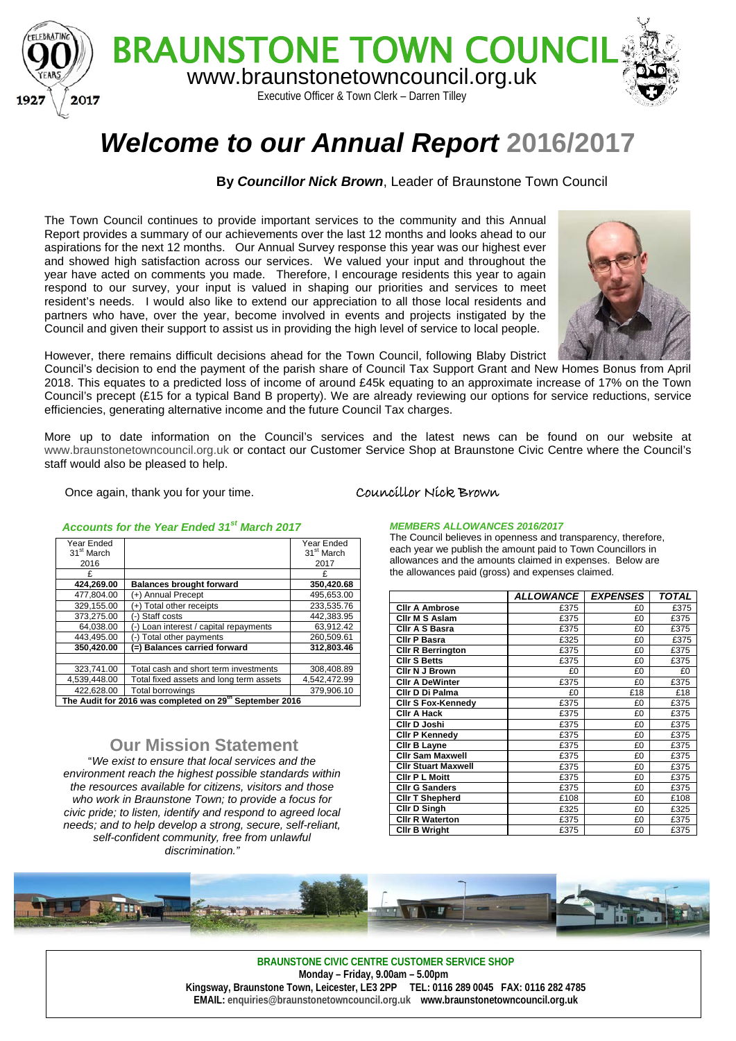# BRAUNSTONE TOWN COUNCIL

www.braunstonetowncouncil.org.uk

Executive Officer & Town Clerk – Darren Tilley

# *Welcome to our Annual Report* 2016/2017

**By *Councillor Nick Brown***, Leader of Braunstone Town Council

The Town Council continues to provide important services to the community and this Annual Report provides a summary of our achievements over the last 12 months and looks ahead to our aspirations for the next 12 months. Our Annual Survey response this year was our highest ever and showed high satisfaction across our services. We valued your input and throughout the year have acted on comments you made. Therefore, I encourage residents this year to again respond to our survey, your input is valued in shaping our priorities and services to meet resident's needs. I would also like to extend our appreciation to all those local residents and partners who have, over the year, become involved in events and projects instigated by the Council and given their support to assist us in providing the high level of service to local people.

However, there remains difficult decisions ahead for the Town Council, following Blaby District Council's decision to end the payment of the parish share of Council Tax Support Grant and New Homes Bonus from April 2018. This equates to a predicted loss of income of around £45k equating to an approximate increase of 17% on the Town Council's precept (£15 for a typical Band B property). We are already reviewing our options for service reductions, service efficiencies, generating alternative income and the future Council Tax charges.

More up to date information on the Council's services and the latest news can be found on our website at www.braunstonetowncouncil.org.uk or contact our Customer Service Shop at Braunstone Civic Centre where the Council's staff would also be pleased to help.

Once again, thank you for your time.

Councillor Nick Brown

### *Accounts for the Year Ended 31st March 2017*

| Year Ended 31st March 2016 | | Year Ended 31st March 2017 |
|---|---|---|
| £ | | £ |
| **424,269.00** | **Balances brought forward** | **350,420.68** |
| 477,804.00 | (+) Annual Precept | 495,653.00 |
| 329,155.00 | (+) Total other receipts | 233,535.76 |
| 373,275.00 | (-) Staff costs | 442,383.95 |
| 64,038.00 | (-) Loan interest / capital repayments | 63,912.42 |
| 443,495.00 | (-) Total other payments | 260,509.61 |
| **350,420.00** | **(=) Balances carried forward** | **312,803.46** |
| | | |
| 323,741.00 | Total cash and short term investments | 308,408.89 |
| 4,539,448.00 | Total fixed assets and long term assets | 4,542,472.99 |
| 422,628.00 | Total borrowings | 379,906.10 |

**The Audit for 2016 was completed on 29th September 2016**

## Our Mission Statement

"*We exist to ensure that local services and the environment reach the highest possible standards within the resources available for citizens, visitors and those who work in Braunstone Town; to provide a focus for civic pride; to listen, identify and respond to agreed local needs; and to help develop a strong, secure, self-reliant, self-confident community, free from unlawful discrimination.*"

### *MEMBERS ALLOWANCES 2016/2017*

The Council believes in openness and transparency, therefore, each year we publish the amount paid to Town Councillors in allowances and the amounts claimed in expenses. Below are the allowances paid (gross) and expenses claimed.

| | ***ALLOWANCE*** | ***EXPENSES*** | ***TOTAL*** |
|---|---|---|---|
| **Cllr A Ambrose** | £375 | £0 | £375 |
| **Cllr M S Aslam** | £375 | £0 | £375 |
| **Cllr A S Basra** | £375 | £0 | £375 |
| **Cllr P Basra** | £325 | £0 | £375 |
| **Cllr R Berrington** | £375 | £0 | £375 |
| **Cllr S Betts** | £375 | £0 | £375 |
| **Cllr N J Brown** | £0 | £0 | £0 |
| **Cllr A DeWinter** | £375 | £0 | £375 |
| **Cllr D Di Palma** | £0 | £18 | £18 |
| **Cllr S Fox-Kennedy** | £375 | £0 | £375 |
| **Cllr A Hack** | £375 | £0 | £375 |
| **Cllr D Joshi** | £375 | £0 | £375 |
| **Cllr P Kennedy** | £375 | £0 | £375 |
| **Cllr B Layne** | £375 | £0 | £375 |
| **Cllr Sam Maxwell** | £375 | £0 | £375 |
| **Cllr Stuart Maxwell** | £375 | £0 | £375 |
| **Cllr P L Moitt** | £375 | £0 | £375 |
| **Cllr G Sanders** | £375 | £0 | £375 |
| **Cllr T Shepherd** | £108 | £0 | £108 |
| **Cllr D Singh** | £325 | £0 | £325 |
| **Cllr R Waterton** | £375 | £0 | £375 |
| **Cllr B Wright** | £375 | £0 | £375 |

**BRAUNSTONE CIVIC CENTRE CUSTOMER SERVICE SHOP**
**Monday – Friday, 9.00am – 5.00pm**
**Kingsway, Braunstone Town, Leicester, LE3 2PP TEL: 0116 289 0045 FAX: 0116 282 4785**
**EMAIL: enquiries@braunstonetowncouncil.org.uk www.braunstonetowncouncil.org.uk**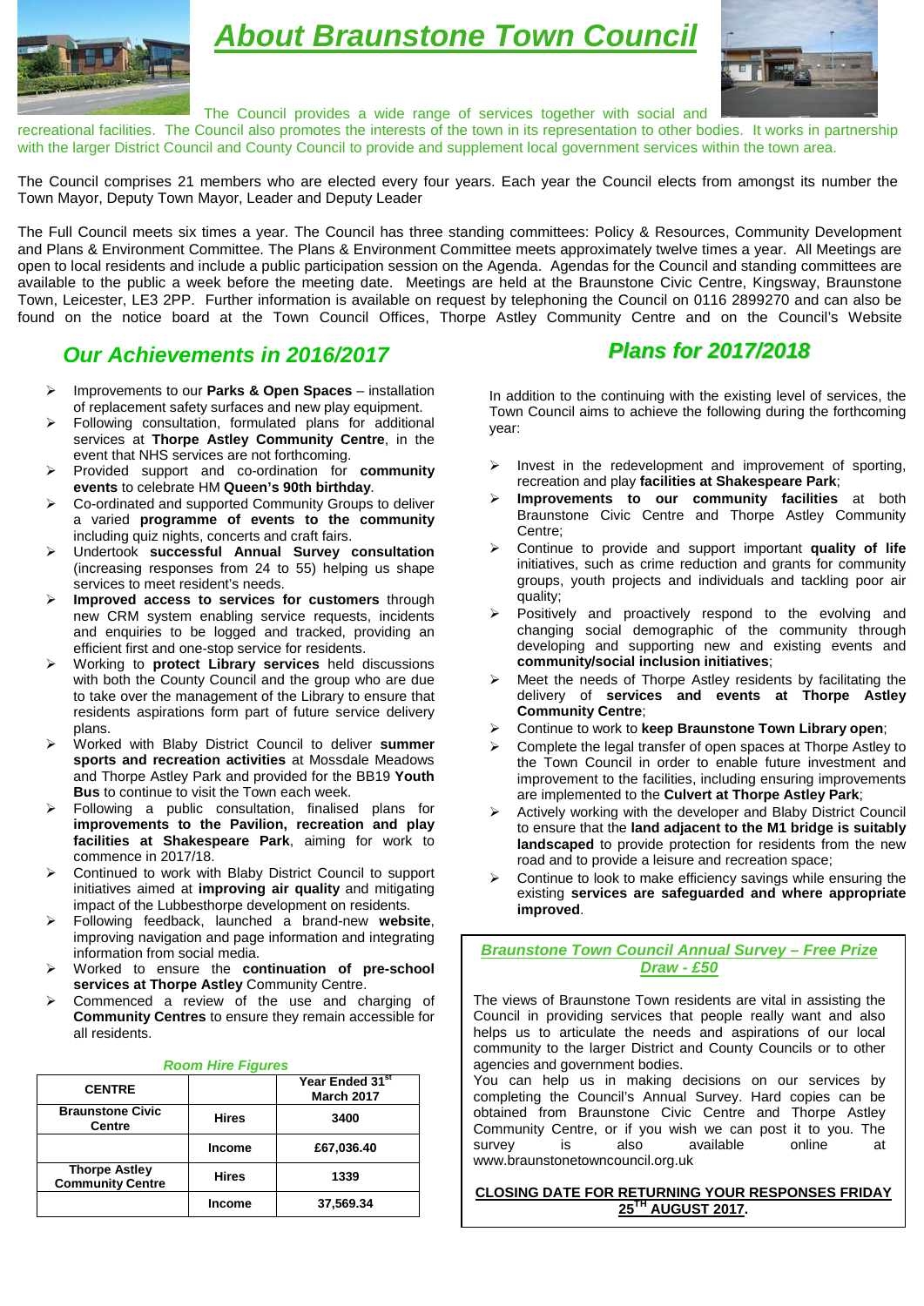# About Braunstone Town Council

The Council provides a wide range of services together with social and recreational facilities. The Council also promotes the interests of the town in its representation to other bodies. It works in partnership with the larger District Council and County Council to provide and supplement local government services within the town area.

The Council comprises 21 members who are elected every four years. Each year the Council elects from amongst its number the Town Mayor, Deputy Town Mayor, Leader and Deputy Leader

The Full Council meets six times a year. The Council has three standing committees: Policy & Resources, Community Development and Plans & Environment Committee. The Plans & Environment Committee meets approximately twelve times a year. All Meetings are open to local residents and include a public participation session on the Agenda. Agendas for the Council and standing committees are available to the public a week before the meeting date. Meetings are held at the Braunstone Civic Centre, Kingsway, Braunstone Town, Leicester, LE3 2PP. Further information is available on request by telephoning the Council on 0116 2899270 and can also be found on the notice board at the Town Council Offices, Thorpe Astley Community Centre and on the Council's Website

## Our Achievements in 2016/2017

- Improvements to our **Parks & Open Spaces** – installation of replacement safety surfaces and new play equipment.
- Following consultation, formulated plans for additional services at **Thorpe Astley Community Centre**, in the event that NHS services are not forthcoming.
- Provided support and co-ordination for **community events** to celebrate HM **Queen's 90th birthday**.
- Co-ordinated and supported Community Groups to deliver a varied **programme of events to the community** including quiz nights, concerts and craft fairs.
- Undertook **successful Annual Survey consultation** (increasing responses from 24 to 55) helping us shape services to meet resident's needs.
- **Improved access to services for customers** through new CRM system enabling service requests, incidents and enquiries to be logged and tracked, providing an efficient first and one-stop service for residents.
- Working to **protect Library services** held discussions with both the County Council and the group who are due to take over the management of the Library to ensure that residents aspirations form part of future service delivery plans.
- Worked with Blaby District Council to deliver **summer sports and recreation activities** at Mossdale Meadows and Thorpe Astley Park and provided for the BB19 **Youth Bus** to continue to visit the Town each week.
- Following a public consultation, finalised plans for **improvements to the Pavilion, recreation and play facilities at Shakespeare Park**, aiming for work to commence in 2017/18.
- Continued to work with Blaby District Council to support initiatives aimed at **improving air quality** and mitigating impact of the Lubbesthorpe development on residents.
- Following feedback, launched a brand-new **website**, improving navigation and page information and integrating information from social media.
- Worked to ensure the **continuation of pre-school services at Thorpe Astley** Community Centre.
- Commenced a review of the use and charging of **Community Centres** to ensure they remain accessible for all residents.

### Room Hire Figures

| CENTRE | | Year Ended 31st March 2017 |
|---|---|---|
| Braunstone Civic Centre | Hires | 3400 |
| | Income | £67,036.40 |
| Thorpe Astley Community Centre | Hires | 1339 |
| | Income | 37,569.34 |

## Plans for 2017/2018

In addition to the continuing with the existing level of services, the Town Council aims to achieve the following during the forthcoming year:

- Invest in the redevelopment and improvement of sporting, recreation and play **facilities at Shakespeare Park**;
- **Improvements to our community facilities** at both Braunstone Civic Centre and Thorpe Astley Community Centre;
- Continue to provide and support important **quality of life** initiatives, such as crime reduction and grants for community groups, youth projects and individuals and tackling poor air quality;
- Positively and proactively respond to the evolving and changing social demographic of the community through developing and supporting new and existing events and **community/social inclusion initiatives**;
- Meet the needs of Thorpe Astley residents by facilitating the delivery of **services and events at Thorpe Astley Community Centre**;
- Continue to work to **keep Braunstone Town Library open**;
- Complete the legal transfer of open spaces at Thorpe Astley to the Town Council in order to enable future investment and improvement to the facilities, including ensuring improvements are implemented to the **Culvert at Thorpe Astley Park**;
- Actively working with the developer and Blaby District Council to ensure that the **land adjacent to the M1 bridge is suitably landscaped** to provide protection for residents from the new road and to provide a leisure and recreation space;
- Continue to look to make efficiency savings while ensuring the existing **services are safeguarded and where appropriate improved**.

### Braunstone Town Council Annual Survey – Free Prize Draw - £50

The views of Braunstone Town residents are vital in assisting the Council in providing services that people really want and also helps us to articulate the needs and aspirations of our local community to the larger District and County Councils or to other agencies and government bodies.

You can help us in making decisions on our services by completing the Council's Annual Survey. Hard copies can be obtained from Braunstone Civic Centre and Thorpe Astley Community Centre, or if you wish we can post it to you. The survey is also available online at www.braunstonetowncouncil.org.uk

**CLOSING DATE FOR RETURNING YOUR RESPONSES FRIDAY 25TH AUGUST 2017.**